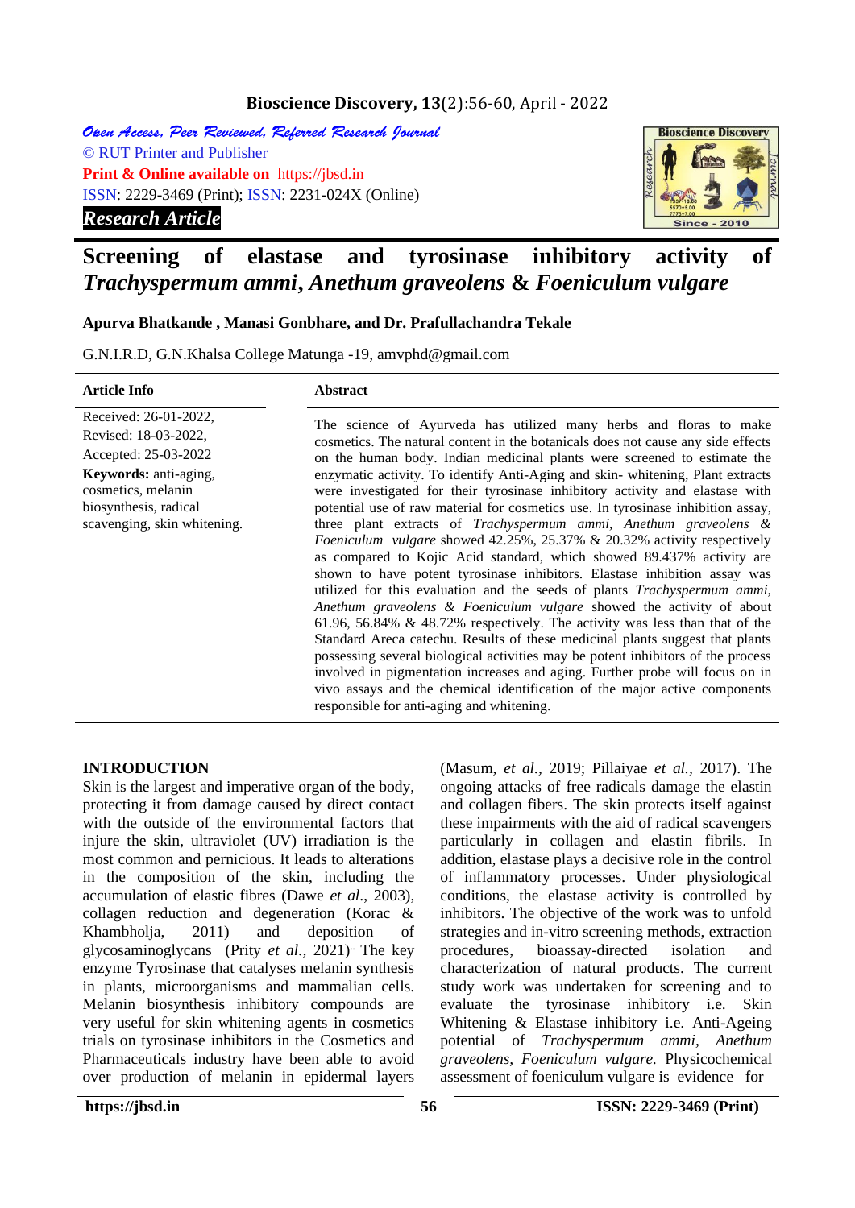Open Access, Peer Reviewed, Referred Research Journal

© RUT Printer and Publisher

**Print & Online available on** https://jbsd.in

ISSN: 2229-3469 (Print); ISSN: 2231-024X (Online)

***Research Article***

# Screening of elastase and tyrosinase inhibitory activity of *Trachyspermum ammi*, *Anethum graveolens* & *Foeniculum vulgare*

**Apurva Bhatkande , Manasi Gonbhare, and Dr. Prafullachandra Tekale**

G.N.I.R.D, G.N.Khalsa College Matunga -19, amvphd@gmail.com

**Article Info**

Received: 26-01-2022,
Revised: 18-03-2022,
Accepted: 25-03-2022

**Keywords:** anti-aging, cosmetics, melanin biosynthesis, radical scavenging, skin whitening.

**Abstract**

The science of Ayurveda has utilized many herbs and floras to make cosmetics. The natural content in the botanicals does not cause any side effects on the human body. Indian medicinal plants were screened to estimate the enzymatic activity. To identify Anti-Aging and skin- whitening, Plant extracts were investigated for their tyrosinase inhibitory activity and elastase with potential use of raw material for cosmetics use. In tyrosinase inhibition assay, three plant extracts of *Trachyspermum ammi, Anethum graveolens & Foeniculum vulgare* showed 42.25%, 25.37% & 20.32% activity respectively as compared to Kojic Acid standard, which showed 89.437% activity are shown to have potent tyrosinase inhibitors. Elastase inhibition assay was utilized for this evaluation and the seeds of plants *Trachyspermum ammi, Anethum graveolens & Foeniculum vulgare* showed the activity of about 61.96, 56.84% & 48.72% respectively. The activity was less than that of the Standard Areca catechu. Results of these medicinal plants suggest that plants possessing several biological activities may be potent inhibitors of the process involved in pigmentation increases and aging. Further probe will focus on in vivo assays and the chemical identification of the major active components responsible for anti-aging and whitening.

## INTRODUCTION

Skin is the largest and imperative organ of the body, protecting it from damage caused by direct contact with the outside of the environmental factors that injure the skin, ultraviolet (UV) irradiation is the most common and pernicious. It leads to alterations in the composition of the skin, including the accumulation of elastic fibres (Dawe *et al*., 2003), collagen reduction and degeneration (Korac & Khambholja, 2011) and deposition of glycosaminoglycans (Prity *et al.*, 2021). The key enzyme Tyrosinase that catalyses melanin synthesis in plants, microorganisms and mammalian cells. Melanin biosynthesis inhibitory compounds are very useful for skin whitening agents in cosmetics trials on tyrosinase inhibitors in the Cosmetics and Pharmaceuticals industry have been able to avoid over production of melanin in epidermal layers (Masum, *et al.,* 2019; Pillaiyae *et al.,* 2017). The ongoing attacks of free radicals damage the elastin and collagen fibers. The skin protects itself against these impairments with the aid of radical scavengers particularly in collagen and elastin fibrils. In addition, elastase plays a decisive role in the control of inflammatory processes. Under physiological conditions, the elastase activity is controlled by inhibitors. The objective of the work was to unfold strategies and in-vitro screening methods, extraction procedures, bioassay-directed isolation and characterization of natural products. The current study work was undertaken for screening and to evaluate the tyrosinase inhibitory i.e. Skin Whitening & Elastase inhibitory i.e. Anti-Ageing potential of *Trachyspermum ammi, Anethum graveolens, Foeniculum vulgare.* Physicochemical assessment of foeniculum vulgare is evidence for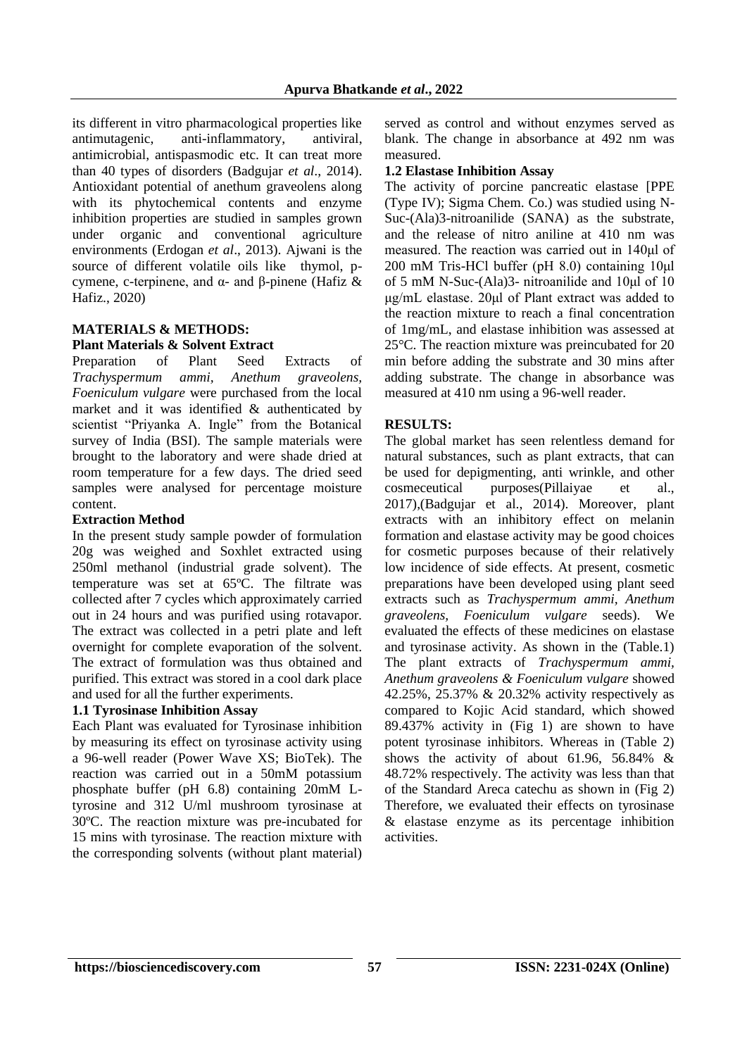its different in vitro pharmacological properties like antimutagenic, anti-inflammatory, antiviral, antimicrobial, antispasmodic etc. It can treat more than 40 types of disorders (Badgujar *et al*., 2014). Antioxidant potential of anethum graveolens along with its phytochemical contents and enzyme inhibition properties are studied in samples grown under organic and conventional agriculture environments (Erdogan *et al*., 2013). Ajwani is the source of different volatile oils like thymol, p-cymene, c-terpinene, and α- and β-pinene (Hafiz & Hafiz., 2020)

## MATERIALS & METHODS:

### Plant Materials & Solvent Extract

Preparation of Plant Seed Extracts of *Trachyspermum ammi, Anethum graveolens, Foeniculum vulgare* were purchased from the local market and it was identified & authenticated by scientist "Priyanka A. Ingle" from the Botanical survey of India (BSI). The sample materials were brought to the laboratory and were shade dried at room temperature for a few days. The dried seed samples were analysed for percentage moisture content.

### Extraction Method

In the present study sample powder of formulation 20g was weighed and Soxhlet extracted using 250ml methanol (industrial grade solvent). The temperature was set at 65ºC. The filtrate was collected after 7 cycles which approximately carried out in 24 hours and was purified using rotavapor. The extract was collected in a petri plate and left overnight for complete evaporation of the solvent. The extract of formulation was thus obtained and purified. This extract was stored in a cool dark place and used for all the further experiments.

### 1.1 Tyrosinase Inhibition Assay

Each Plant was evaluated for Tyrosinase inhibition by measuring its effect on tyrosinase activity using a 96-well reader (Power Wave XS; BioTek). The reaction was carried out in a 50mM potassium phosphate buffer (pH 6.8) containing 20mM L-tyrosine and 312 U/ml mushroom tyrosinase at 30ºC. The reaction mixture was pre-incubated for 15 mins with tyrosinase. The reaction mixture with the corresponding solvents (without plant material) served as control and without enzymes served as blank. The change in absorbance at 492 nm was measured.

### 1.2 Elastase Inhibition Assay

The activity of porcine pancreatic elastase [PPE (Type IV); Sigma Chem. Co.) was studied using N-Suc-(Ala)3-nitroanilide (SANA) as the substrate, and the release of nitro aniline at 410 nm was measured. The reaction was carried out in 140μl of 200 mM Tris-HCl buffer (pH 8.0) containing 10μl of 5 mM N-Suc-(Ala)3- nitroanilide and 10μl of 10 μg/mL elastase. 20μl of Plant extract was added to the reaction mixture to reach a final concentration of 1mg/mL, and elastase inhibition was assessed at 25°C. The reaction mixture was preincubated for 20 min before adding the substrate and 30 mins after adding substrate. The change in absorbance was measured at 410 nm using a 96-well reader.

## RESULTS:

The global market has seen relentless demand for natural substances, such as plant extracts, that can be used for depigmenting, anti wrinkle, and other cosmeceutical purposes(Pillaiyae et al., 2017),(Badgujar et al., 2014). Moreover, plant extracts with an inhibitory effect on melanin formation and elastase activity may be good choices for cosmetic purposes because of their relatively low incidence of side effects. At present, cosmetic preparations have been developed using plant seed extracts such as *Trachyspermum ammi, Anethum graveolens, Foeniculum vulgare* seeds). We evaluated the effects of these medicines on elastase and tyrosinase activity. As shown in the (Table.1) The plant extracts of *Trachyspermum ammi, Anethum graveolens & Foeniculum vulgare* showed 42.25%, 25.37% & 20.32% activity respectively as compared to Kojic Acid standard, which showed 89.437% activity in (Fig 1) are shown to have potent tyrosinase inhibitors. Whereas in (Table 2) shows the activity of about 61.96, 56.84% & 48.72% respectively. The activity was less than that of the Standard Areca catechu as shown in (Fig 2) Therefore, we evaluated their effects on tyrosinase & elastase enzyme as its percentage inhibition activities.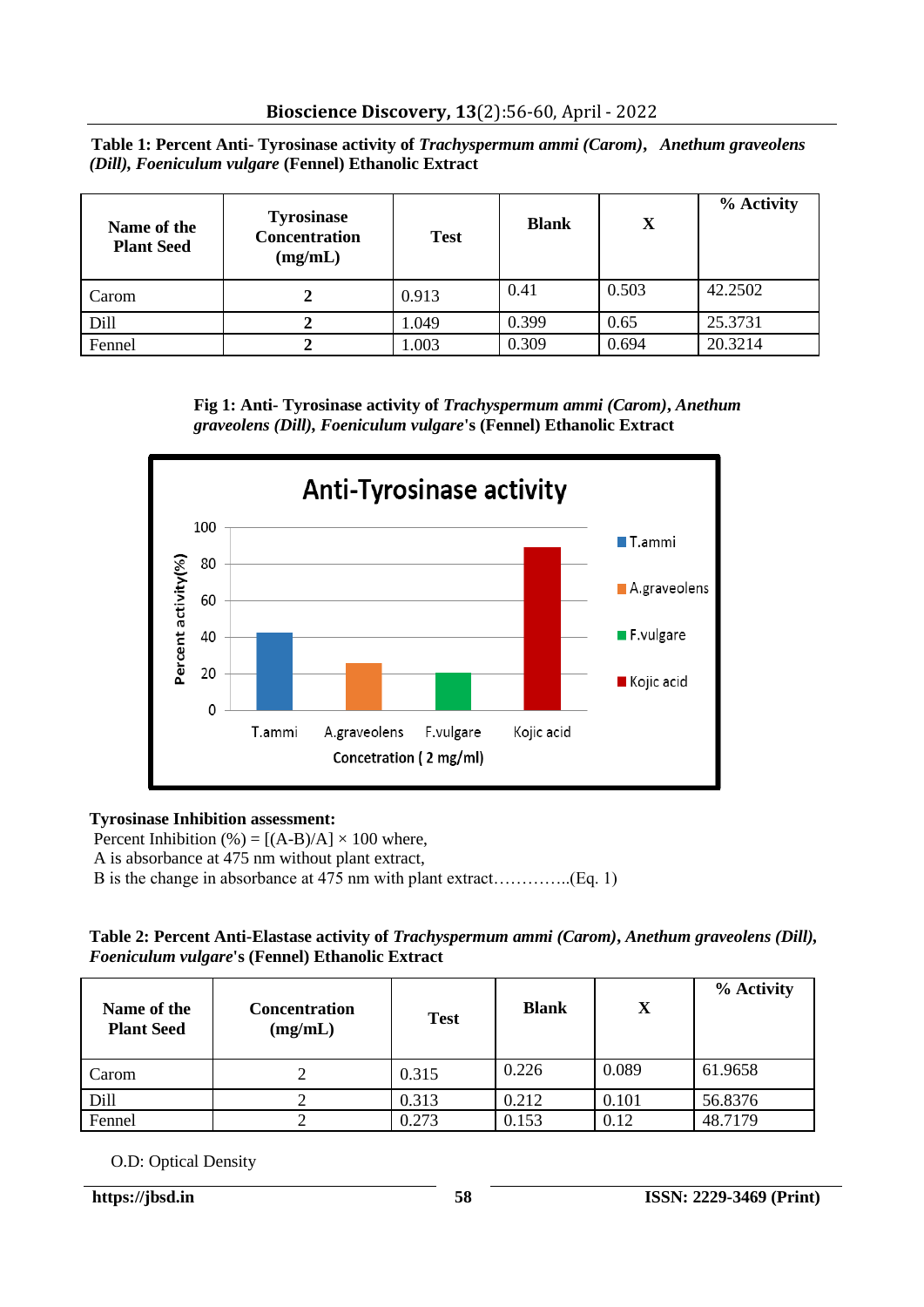**Table 1: Percent Anti- Tyrosinase activity of *Trachyspermum ammi (Carom)*, *Anethum graveolens (Dill)*, *Foeniculum vulgare* (Fennel) Ethanolic Extract**

| Name of the Plant Seed | Tyrosinase Concentration (mg/mL) | Test | Blank | X | % Activity |
|---|---|---|---|---|---|
| Carom | 2 | 0.913 | 0.41 | 0.503 | 42.2502 |
| Dill | 2 | 1.049 | 0.399 | 0.65 | 25.3731 |
| Fennel | 2 | 1.003 | 0.309 | 0.694 | 20.3214 |

**Fig 1: Anti- Tyrosinase activity of *Trachyspermum ammi (Carom)*, *Anethum graveolens (Dill)*, *Foeniculum vulgare*'s (Fennel) Ethanolic Extract**

**Tyrosinase Inhibition assessment:**

Percent Inhibition (%) = $[(A-B)/A] \times 100$ where,

A is absorbance at 475 nm without plant extract,

B is the change in absorbance at 475 nm with plant extract…………..(Eq. 1)

**Table 2: Percent Anti-Elastase activity of *Trachyspermum ammi (Carom)*, *Anethum graveolens (Dill)*, *Foeniculum vulgare*'s (Fennel) Ethanolic Extract**

| Name of the Plant Seed | Concentration (mg/mL) | Test | Blank | X | % Activity |
|---|---|---|---|---|---|
| Carom | 2 | 0.315 | 0.226 | 0.089 | 61.9658 |
| Dill | 2 | 0.313 | 0.212 | 0.101 | 56.8376 |
| Fennel | 2 | 0.273 | 0.153 | 0.12 | 48.7179 |

O.D: Optical Density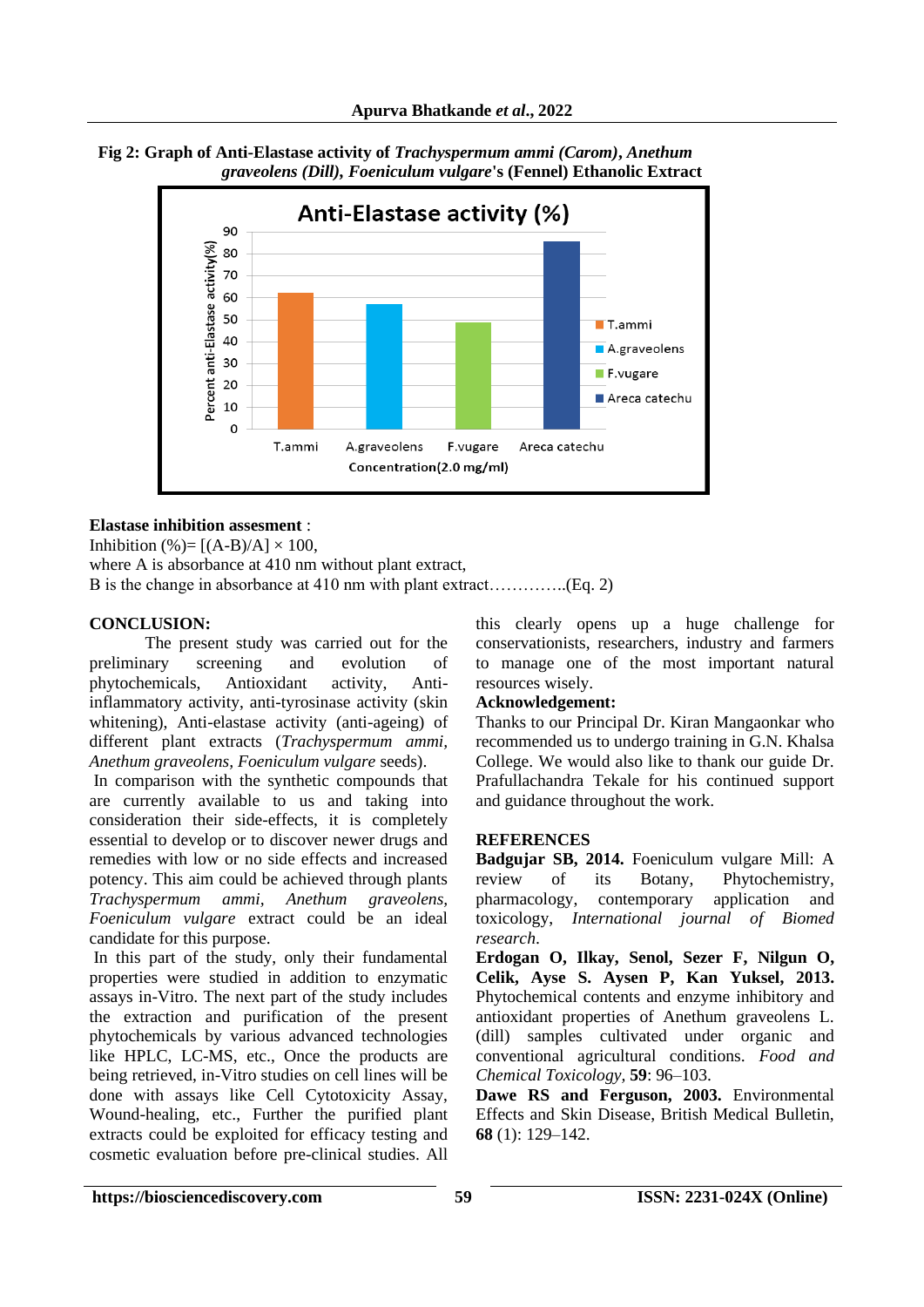**Fig 2: Graph of Anti-Elastase activity of *Trachyspermum ammi (Carom)*, *Anethum graveolens (Dill)*, *Foeniculum vulgare*'s (Fennel) Ethanolic Extract**

**Elastase inhibition assesment** :

Inhibition (%)= $[(A-B)/A] \times 100$,

where A is absorbance at 410 nm without plant extract,

B is the change in absorbance at 410 nm with plant extract…………..(Eq. 2)

## CONCLUSION:

The present study was carried out for the preliminary screening and evolution of phytochemicals, Antioxidant activity, Anti-inflammatory activity, anti-tyrosinase activity (skin whitening), Anti-elastase activity (anti-ageing) of different plant extracts (*Trachyspermum ammi, Anethum graveolens, Foeniculum vulgare* seeds).

In comparison with the synthetic compounds that are currently available to us and taking into consideration their side-effects, it is completely essential to develop or to discover newer drugs and remedies with low or no side effects and increased potency. This aim could be achieved through plants *Trachyspermum ammi*, *Anethum graveolens, Foeniculum vulgare* extract could be an ideal candidate for this purpose.

In this part of the study, only their fundamental properties were studied in addition to enzymatic assays in-Vitro. The next part of the study includes the extraction and purification of the present phytochemicals by various advanced technologies like HPLC, LC-MS, etc., Once the products are being retrieved, in-Vitro studies on cell lines will be done with assays like Cell Cytotoxicity Assay, Wound-healing, etc., Further the purified plant extracts could be exploited for efficacy testing and cosmetic evaluation before pre-clinical studies. All this clearly opens up a huge challenge for conservationists, researchers, industry and farmers to manage one of the most important natural resources wisely.

**Acknowledgement:**

Thanks to our Principal Dr. Kiran Mangaonkar who recommended us to undergo training in G.N. Khalsa College. We would also like to thank our guide Dr. Prafullachandra Tekale for his continued support and guidance throughout the work.

## REFERENCES

**Badgujar SB, 2014.** Foeniculum vulgare Mill: A review of its Botany, Phytochemistry, pharmacology, contemporary application and toxicology, *International journal of Biomed research.*

**Erdogan O, Ilkay, Senol, Sezer F, Nilgun O, Celik, Ayse S. Aysen P, Kan Yuksel, 2013.** Phytochemical contents and enzyme inhibitory and antioxidant properties of Anethum graveolens L. (dill) samples cultivated under organic and conventional agricultural conditions. *Food and Chemical Toxicology,* **59**: 96–103.

**Dawe RS and Ferguson, 2003.** Environmental Effects and Skin Disease, British Medical Bulletin, **68** (1): 129–142.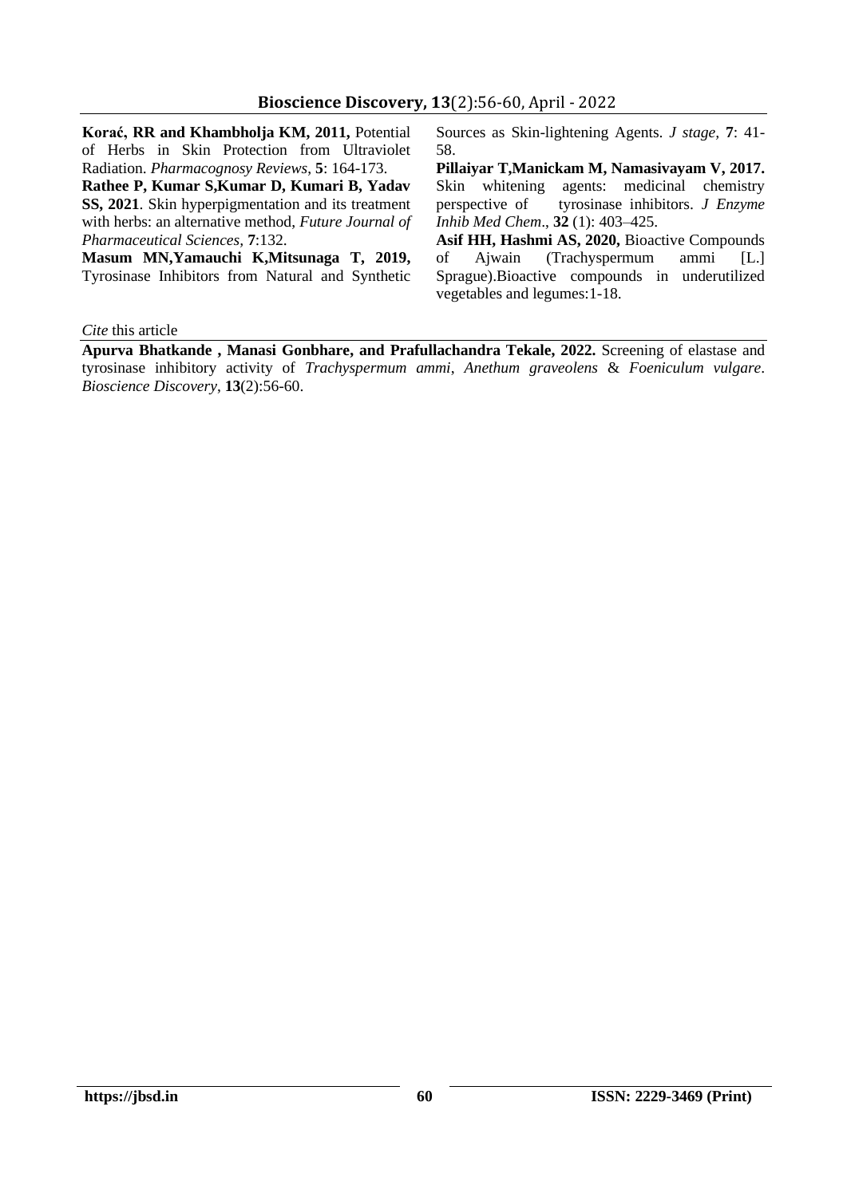**Korać, RR and Khambholja KM, 2011,** Potential of Herbs in Skin Protection from Ultraviolet Radiation. *Pharmacognosy Reviews*, **5**: 164-173.

**Rathee P, Kumar S,Kumar D, Kumari B, Yadav SS, 2021**. Skin hyperpigmentation and its treatment with herbs: an alternative method, *Future Journal of Pharmaceutical Sciences,* **7**:132.

**Masum MN,Yamauchi K,Mitsunaga T, 2019,** Tyrosinase Inhibitors from Natural and Synthetic Sources as Skin-lightening Agents. *J stage*, **7**: 41-58.

**Pillaiyar T,Manickam M, Namasivayam V, 2017.** Skin whitening agents: medicinal chemistry perspective of tyrosinase inhibitors. *J Enzyme Inhib Med Chem*., **32** (1): 403–425.

**Asif HH, Hashmi AS, 2020,** Bioactive Compounds of Ajwain (Trachyspermum ammi [L.] Sprague).Bioactive compounds in underutilized vegetables and legumes:1-18.

*Cite* this article

**Apurva Bhatkande , Manasi Gonbhare, and Prafullachandra Tekale, 2022.** Screening of elastase and tyrosinase inhibitory activity of *Trachyspermum ammi*, *Anethum graveolens* & *Foeniculum vulgare*. *Bioscience Discovery*, **13**(2):56-60.